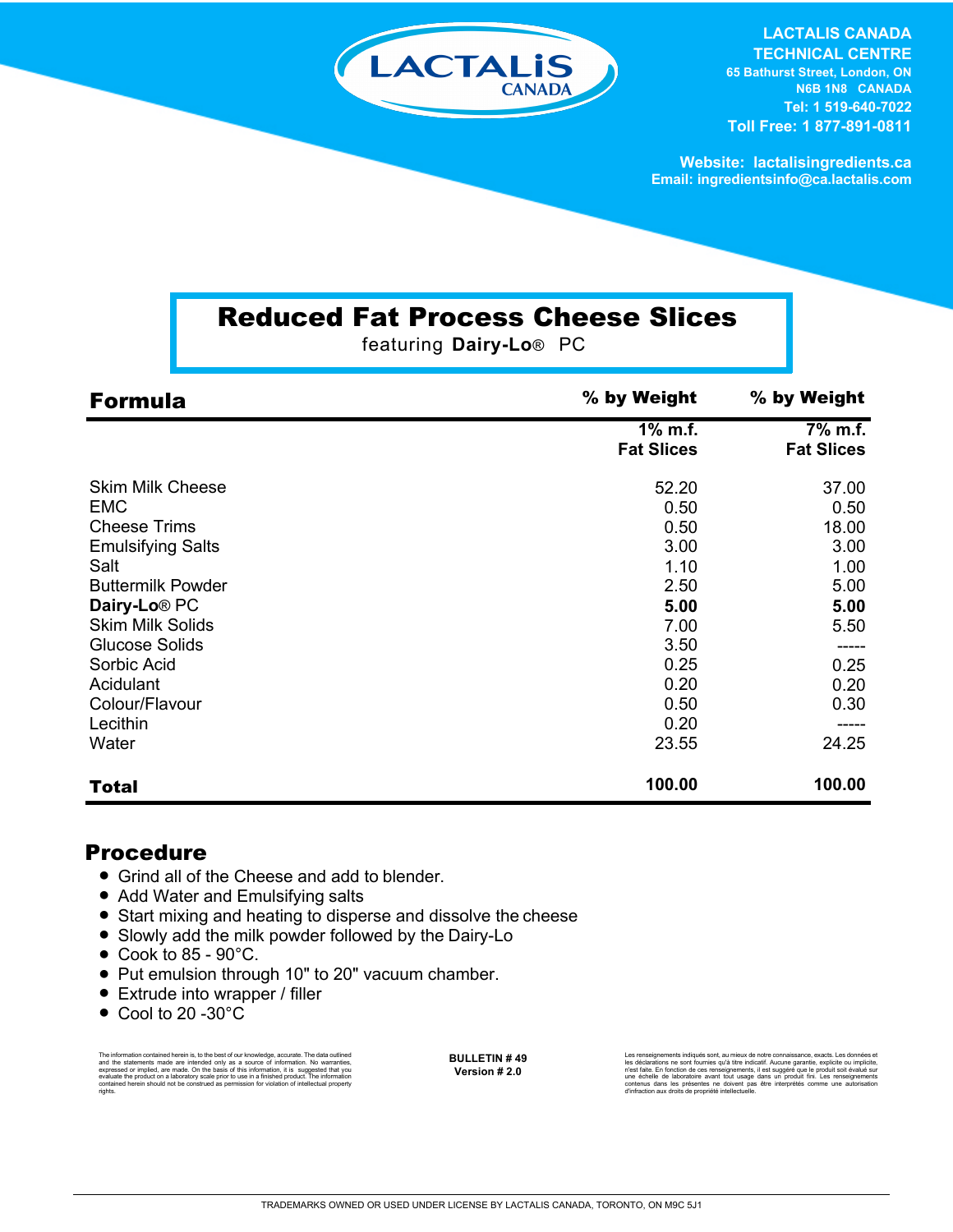LACTALIS CANADA

**LACTALIS CANADA TECHNICAL CENTRE**
65 Bathurst Street, London, ON
N6B 1N8 CANADA
Tel: 1 519-640-7022
Toll Free: 1 877-891-0811

Website: lactalisingredients.ca
Email: ingredientsinfo@ca.lactalis.com

# Reduced Fat Process Cheese Slices

featuring **Dairy-Lo**® PC

| **Formula** | **% by Weight** 1% m.f. Fat Slices | **% by Weight** 7% m.f. Fat Slices |
|---|---|---|
| Skim Milk Cheese | 52.20 | 37.00 |
| EMC | 0.50 | 0.50 |
| Cheese Trims | 0.50 | 18.00 |
| Emulsifying Salts | 3.00 | 3.00 |
| Salt | 1.10 | 1.00 |
| Buttermilk Powder | 2.50 | 5.00 |
| **Dairy-Lo**® PC | **5.00** | **5.00** |
| Skim Milk Solids | 7.00 | 5.50 |
| Glucose Solids | 3.50 | ----- |
| Sorbic Acid | 0.25 | 0.25 |
| Acidulant | 0.20 | 0.20 |
| Colour/Flavour | 0.50 | 0.30 |
| Lecithin | 0.20 | ----- |
| Water | 23.55 | 24.25 |
| **Total** | **100.00** | **100.00** |

## Procedure

- Grind all of the Cheese and add to blender.
- Add Water and Emulsifying salts
- Start mixing and heating to disperse and dissolve the cheese
- Slowly add the milk powder followed by the Dairy-Lo
- Cook to 85 - 90°C.
- Put emulsion through 10" to 20" vacuum chamber.
- Extrude into wrapper / filler
- Cool to 20 -30°C

The information contained herein is, to the best of our knowledge, accurate. The data outlined and the statements made are intended only as a source of information. No warranties, expressed or implied, are made. On the basis of this information, it is suggested that you evaluate the product on a laboratory scale prior to use in a finished product. The information contained herein should not be construed as permission for violation of intellectual property rights.

**BULLETIN # 49**
**Version # 2.0**

Les renseignements indiqués sont, au mieux de notre connaissance, exacts. Les données et les déclarations ne sont fournies qu'à titre indicatif. Aucune garantie, explicite ou implicite, n'est faite. En fonction de ces renseignements, il est suggéré que le produit soit évalué sur une échelle de laboratoire avant tout usage dans un produit fini. Les renseignements contenus dans les présentes ne doivent pas être interprétés comme une autorisation d'infraction aux droits de propriété intellectuelle.

TRADEMARKS OWNED OR USED UNDER LICENSE BY LACTALIS CANADA, TORONTO, ON M9C 5J1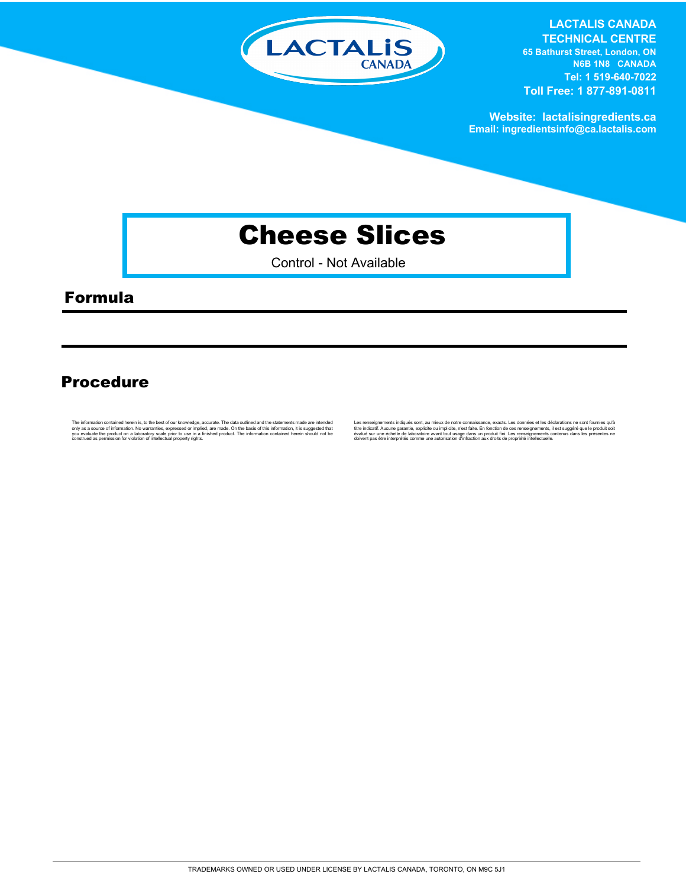LACTALIS CANADA
TECHNICAL CENTRE
65 Bathurst Street, London, ON
N6B 1N8 CANADA
Tel: 1 519-640-7022
Toll Free: 1 877-891-0811

Website: lactalisingredients.ca
Email: ingredientsinfo@ca.lactalis.com

# Cheese Slices

Control - Not Available

## Formula

## Procedure

The information contained herein is, to the best of our knowledge, accurate. The data outlined and the statements made are intended only as a source of information. No warranties, expressed or implied, are made. On the basis of this information, it is suggested that you evaluate the product on a laboratory scale prior to use in a finished product. The information contained herein should not be construed as permission for violation of intellectual property rights.

Les renseignements indiqués sont, au mieux de notre connaissance, exacts. Les données et les déclarations ne sont fournies qu'à titre indicatif. Aucune garantie, explicite ou implicite, n'est faite. En fonction de ces renseignements, il est suggéré que le produit soit évalué sur une échelle de laboratoire avant tout usage dans un produit fini. Les renseignements contenus dans les présentes ne doivent pas être interprétés comme une autorisation d'infraction aux droits de propriété intellectuelle.

TRADEMARKS OWNED OR USED UNDER LICENSE BY LACTALIS CANADA, TORONTO, ON M9C 5J1